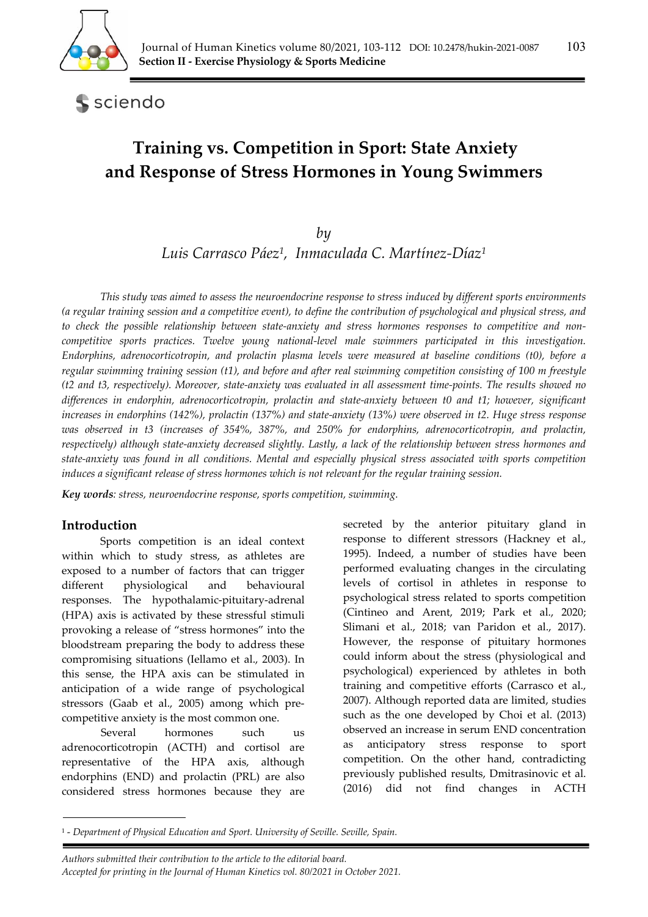Section II - Exercise Physiology & Sports Medicine

# Training vs. Competition in Sport: State Anxiety and Response of Stress Hormones in Young Swimmers

*by*

*Luis Carrasco Páez*[1], *Inmaculada C. Martínez-Díaz*[1]

*This study was aimed to assess the neuroendocrine response to stress induced by different sports environments (a regular training session and a competitive event), to define the contribution of psychological and physical stress, and to check the possible relationship between state-anxiety and stress hormones responses to competitive and non-competitive sports practices. Twelve young national-level male swimmers participated in this investigation. Endorphins, adrenocorticotropin, and prolactin plasma levels were measured at baseline conditions (t0), before a regular swimming training session (t1), and before and after real swimming competition consisting of 100 m freestyle (t2 and t3, respectively). Moreover, state-anxiety was evaluated in all assessment time-points. The results showed no differences in endorphin, adrenocorticotropin, prolactin and state-anxiety between t0 and t1; however, significant increases in endorphins (142%), prolactin (137%) and state-anxiety (13%) were observed in t2. Huge stress response was observed in t3 (increases of 354%, 387%, and 250% for endorphins, adrenocorticotropin, and prolactin, respectively) although state-anxiety decreased slightly. Lastly, a lack of the relationship between stress hormones and state-anxiety was found in all conditions. Mental and especially physical stress associated with sports competition induces a significant release of stress hormones which is not relevant for the regular training session.*

***Key words****: stress, neuroendocrine response, sports competition, swimming.*

## Introduction

Sports competition is an ideal context within which to study stress, as athletes are exposed to a number of factors that can trigger different physiological and behavioural responses. The hypothalamic-pituitary-adrenal (HPA) axis is activated by these stressful stimuli provoking a release of "stress hormones" into the bloodstream preparing the body to address these compromising situations (Iellamo et al., 2003). In this sense, the HPA axis can be stimulated in anticipation of a wide range of psychological stressors (Gaab et al., 2005) among which pre-competitive anxiety is the most common one.

Several hormones such us adrenocorticotropin (ACTH) and cortisol are representative of the HPA axis, although endorphins (END) and prolactin (PRL) are also considered stress hormones because they are secreted by the anterior pituitary gland in response to different stressors (Hackney et al., 1995). Indeed, a number of studies have been performed evaluating changes in the circulating levels of cortisol in athletes in response to psychological stress related to sports competition (Cintineo and Arent, 2019; Park et al., 2020; Slimani et al., 2018; van Paridon et al., 2017). However, the response of pituitary hormones could inform about the stress (physiological and psychological) experienced by athletes in both training and competitive efforts (Carrasco et al., 2007). Although reported data are limited, studies such as the one developed by Choi et al. (2013) observed an increase in serum END concentration as anticipatory stress response to sport competition. On the other hand, contradicting previously published results, Dmitrasinovic et al. (2016) did not find changes in ACTH

---

[1] - Department of Physical Education and Sport. University of Seville. Seville, Spain.

*Authors submitted their contribution to the article to the editorial board.*
*Accepted for printing in the Journal of Human Kinetics vol. 80/2021 in October 2021.*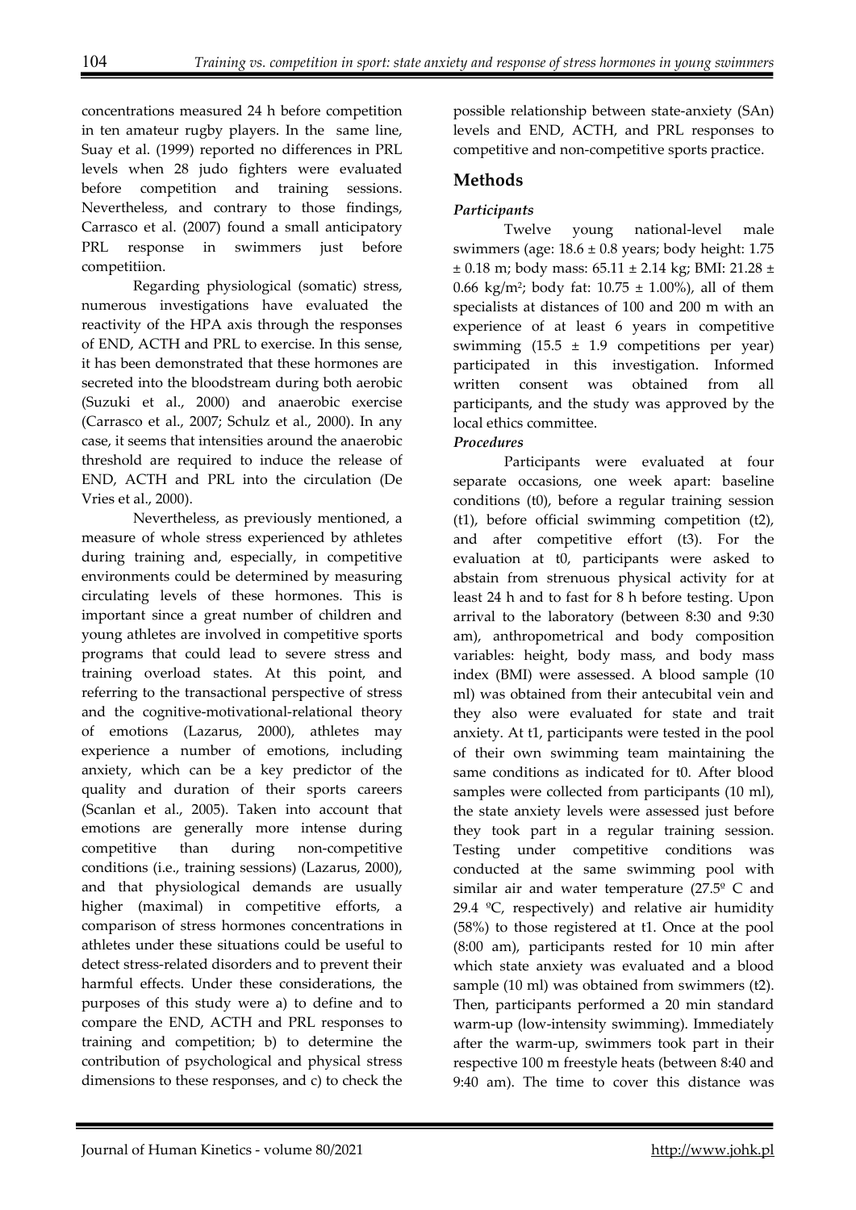concentrations measured 24 h before competition in ten amateur rugby players. In the same line, Suay et al. (1999) reported no differences in PRL levels when 28 judo fighters were evaluated before competition and training sessions. Nevertheless, and contrary to those findings, Carrasco et al. (2007) found a small anticipatory PRL response in swimmers just before competitiion.

Regarding physiological (somatic) stress, numerous investigations have evaluated the reactivity of the HPA axis through the responses of END, ACTH and PRL to exercise. In this sense, it has been demonstrated that these hormones are secreted into the bloodstream during both aerobic (Suzuki et al., 2000) and anaerobic exercise (Carrasco et al., 2007; Schulz et al., 2000). In any case, it seems that intensities around the anaerobic threshold are required to induce the release of END, ACTH and PRL into the circulation (De Vries et al., 2000).

Nevertheless, as previously mentioned, a measure of whole stress experienced by athletes during training and, especially, in competitive environments could be determined by measuring circulating levels of these hormones. This is important since a great number of children and young athletes are involved in competitive sports programs that could lead to severe stress and training overload states. At this point, and referring to the transactional perspective of stress and the cognitive-motivational-relational theory of emotions (Lazarus, 2000), athletes may experience a number of emotions, including anxiety, which can be a key predictor of the quality and duration of their sports careers (Scanlan et al., 2005). Taken into account that emotions are generally more intense during competitive than during non-competitive conditions (i.e., training sessions) (Lazarus, 2000), and that physiological demands are usually higher (maximal) in competitive efforts, a comparison of stress hormones concentrations in athletes under these situations could be useful to detect stress-related disorders and to prevent their harmful effects. Under these considerations, the purposes of this study were a) to define and to compare the END, ACTH and PRL responses to training and competition; b) to determine the contribution of psychological and physical stress dimensions to these responses, and c) to check the possible relationship between state-anxiety (SAn) levels and END, ACTH, and PRL responses to competitive and non-competitive sports practice.

## Methods

### *Participants*

Twelve young national-level male swimmers (age: 18.6 ± 0.8 years; body height: 1.75 ± 0.18 m; body mass: 65.11 ± 2.14 kg; BMI: 21.28 ± 0.66 kg/m$^2$; body fat: 10.75 ± 1.00%), all of them specialists at distances of 100 and 200 m with an experience of at least 6 years in competitive swimming (15.5 ± 1.9 competitions per year) participated in this investigation. Informed written consent was obtained from all participants, and the study was approved by the local ethics committee.

### *Procedures*

Participants were evaluated at four separate occasions, one week apart: baseline conditions (t0), before a regular training session (t1), before official swimming competition (t2), and after competitive effort (t3). For the evaluation at t0, participants were asked to abstain from strenuous physical activity for at least 24 h and to fast for 8 h before testing. Upon arrival to the laboratory (between 8:30 and 9:30 am), anthropometrical and body composition variables: height, body mass, and body mass index (BMI) were assessed. A blood sample (10 ml) was obtained from their antecubital vein and they also were evaluated for state and trait anxiety. At t1, participants were tested in the pool of their own swimming team maintaining the same conditions as indicated for t0. After blood samples were collected from participants (10 ml), the state anxiety levels were assessed just before they took part in a regular training session. Testing under competitive conditions was conducted at the same swimming pool with similar air and water temperature (27.5º C and 29.4 ºC, respectively) and relative air humidity (58%) to those registered at t1. Once at the pool (8:00 am), participants rested for 10 min after which state anxiety was evaluated and a blood sample (10 ml) was obtained from swimmers (t2). Then, participants performed a 20 min standard warm-up (low-intensity swimming). Immediately after the warm-up, swimmers took part in their respective 100 m freestyle heats (between 8:40 and 9:40 am). The time to cover this distance was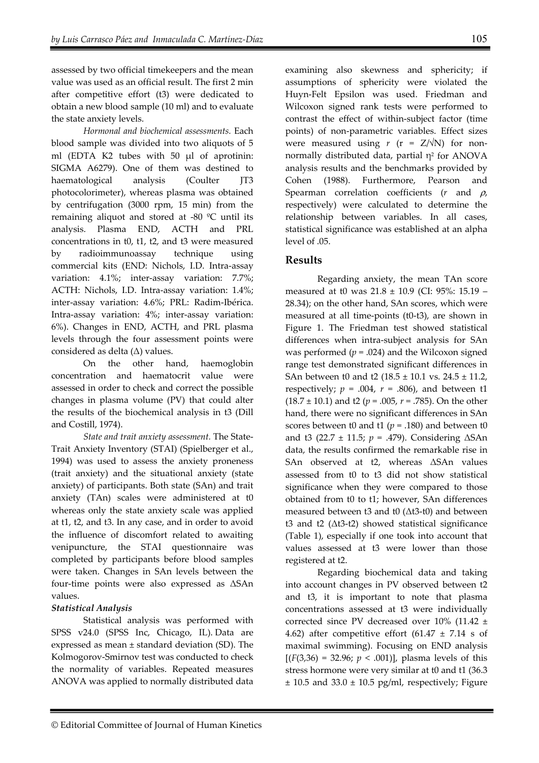assessed by two official timekeepers and the mean value was used as an official result. The first 2 min after competitive effort (t3) were dedicated to obtain a new blood sample (10 ml) and to evaluate the state anxiety levels.

*Hormonal and biochemical assessments.* Each blood sample was divided into two aliquots of 5 ml (EDTA K2 tubes with 50 µl of aprotinin: SIGMA A6279). One of them was destined to haematological analysis (Coulter JT3 photocolorimeter), whereas plasma was obtained by centrifugation (3000 rpm, 15 min) from the remaining aliquot and stored at -80 ºC until its analysis. Plasma END, ACTH and PRL concentrations in t0, t1, t2, and t3 were measured by radioimmunoassay technique using commercial kits (END: Nichols, I.D. Intra-assay variation: 4.1%; inter-assay variation: 7.7%; ACTH: Nichols, I.D. Intra-assay variation: 1.4%; inter-assay variation: 4.6%; PRL: Radim-Ibérica. Intra-assay variation: 4%; inter-assay variation: 6%). Changes in END, ACTH, and PRL plasma levels through the four assessment points were considered as delta (Δ) values.

On the other hand, haemoglobin concentration and haematocrit value were assessed in order to check and correct the possible changes in plasma volume (PV) that could alter the results of the biochemical analysis in t3 (Dill and Costill, 1974).

*State and trait anxiety assessment.* The State-Trait Anxiety Inventory (STAI) (Spielberger et al., 1994) was used to assess the anxiety proneness (trait anxiety) and the situational anxiety (state anxiety) of participants. Both state (SAn) and trait anxiety (TAn) scales were administered at t0 whereas only the state anxiety scale was applied at t1, t2, and t3. In any case, and in order to avoid the influence of discomfort related to awaiting venipuncture, the STAI questionnaire was completed by participants before blood samples were taken. Changes in SAn levels between the four-time points were also expressed as ΔSAn values.

***Statistical Analysis***

Statistical analysis was performed with SPSS v24.0 (SPSS Inc, Chicago, IL). Data are expressed as mean ± standard deviation (SD). The Kolmogorov-Smirnov test was conducted to check the normality of variables. Repeated measures ANOVA was applied to normally distributed data examining also skewness and sphericity; if assumptions of sphericity were violated the Huyn-Felt Epsilon was used. Friedman and Wilcoxon signed rank tests were performed to contrast the effect of within-subject factor (time points) of non-parametric variables. Effect sizes were measured using $r$ ($r = Z/\sqrt{N}$) for non-normally distributed data, partial $\eta^2$ for ANOVA analysis results and the benchmarks provided by Cohen (1988). Furthermore, Pearson and Spearman correlation coefficients ($r$ and $\rho$, respectively) were calculated to determine the relationship between variables. In all cases, statistical significance was established at an alpha level of .05.

## Results

Regarding anxiety, the mean TAn score measured at t0 was 21.8 ± 10.9 (CI: 95%: 15.19 – 28.34); on the other hand, SAn scores, which were measured at all time-points (t0-t3), are shown in Figure 1. The Friedman test showed statistical differences when intra-subject analysis for SAn was performed ($p$ = .024) and the Wilcoxon signed range test demonstrated significant differences in SAn between t0 and t2 (18.5 ± 10.1 vs. 24.5 ± 11.2, respectively; $p$ = .004, $r$ = .806), and between t1 (18.7 ± 10.1) and t2 ($p$ = .005, $r$ = .785). On the other hand, there were no significant differences in SAn scores between t0 and t1 ($p$ = .180) and between t0 and t3 (22.7 ± 11.5; $p$ = .479). Considering ΔSAn data, the results confirmed the remarkable rise in SAn observed at t2, whereas ΔSAn values assessed from t0 to t3 did not show statistical significance when they were compared to those obtained from t0 to t1; however, SAn differences measured between t3 and t0 (Δt3-t0) and between t3 and t2 (Δt3-t2) showed statistical significance (Table 1), especially if one took into account that values assessed at t3 were lower than those registered at t2.

Regarding biochemical data and taking into account changes in PV observed between t2 and t3, it is important to note that plasma concentrations assessed at t3 were individually corrected since PV decreased over 10% (11.42 ± 4.62) after competitive effort (61.47 ± 7.14 s of maximal swimming). Focusing on END analysis [($F$(3,36) = 32.96; $p$ < .001)], plasma levels of this stress hormone were very similar at t0 and t1 (36.3 ± 10.5 and 33.0 ± 10.5 pg/ml, respectively; Figure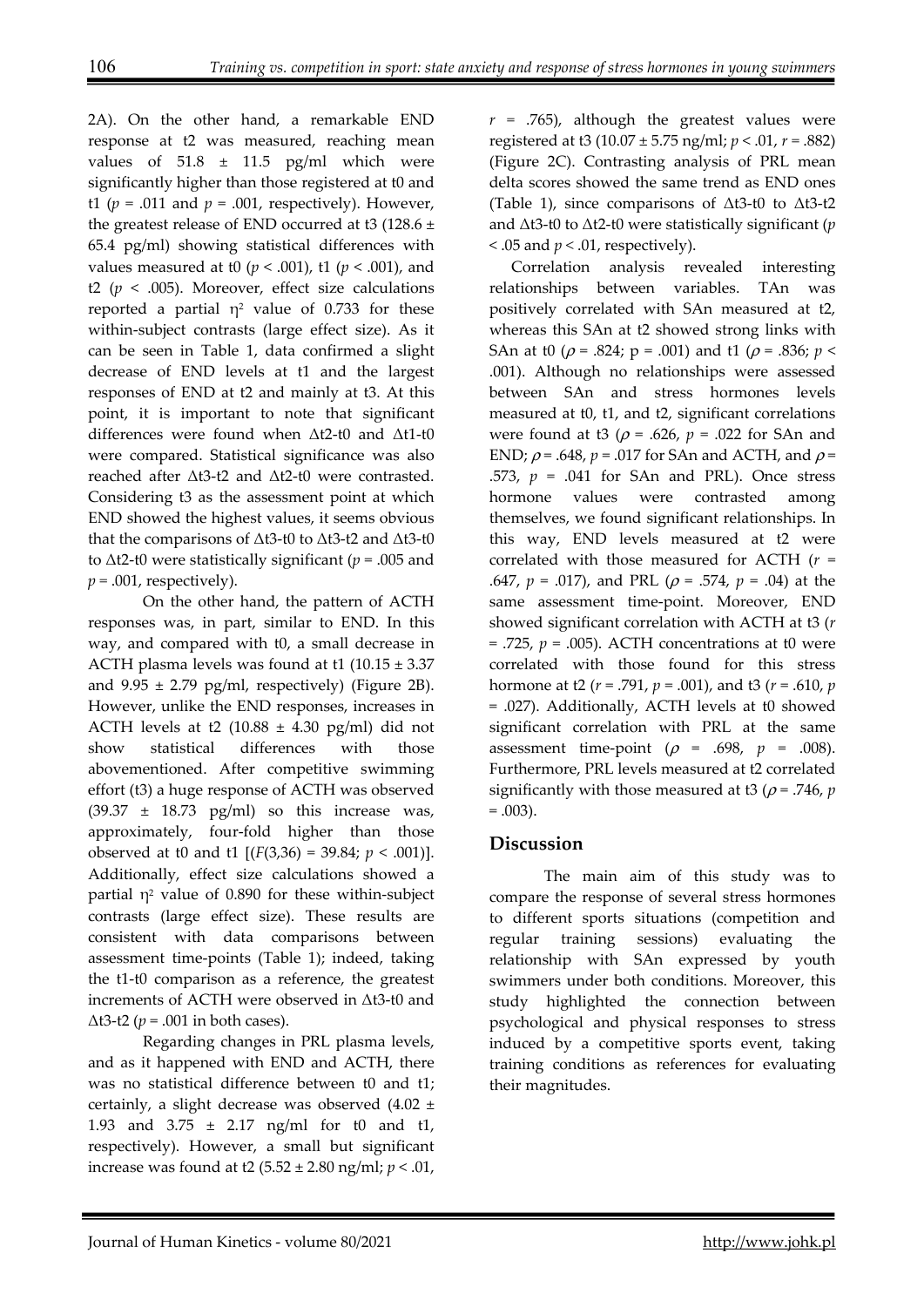2A). On the other hand, a remarkable END response at t2 was measured, reaching mean values of 51.8 ± 11.5 pg/ml which were significantly higher than those registered at t0 and t1 ($p$ = .011 and $p$ = .001, respectively). However, the greatest release of END occurred at t3 (128.6 ± 65.4 pg/ml) showing statistical differences with values measured at t0 ($p$ < .001), t1 ($p$ < .001), and t2 ($p$ < .005). Moreover, effect size calculations reported a partial $\eta^2$ value of 0.733 for these within-subject contrasts (large effect size). As it can be seen in Table 1, data confirmed a slight decrease of END levels at t1 and the largest responses of END at t2 and mainly at t3. At this point, it is important to note that significant differences were found when Δt2-t0 and Δt1-t0 were compared. Statistical significance was also reached after Δt3-t2 and Δt2-t0 were contrasted. Considering t3 as the assessment point at which END showed the highest values, it seems obvious that the comparisons of Δt3-t0 to Δt3-t2 and Δt3-t0 to Δt2-t0 were statistically significant ($p$ = .005 and $p$ = .001, respectively).

On the other hand, the pattern of ACTH responses was, in part, similar to END. In this way, and compared with t0, a small decrease in ACTH plasma levels was found at t1 (10.15 ± 3.37 and 9.95 ± 2.79 pg/ml, respectively) (Figure 2B). However, unlike the END responses, increases in ACTH levels at t2 (10.88 ± 4.30 pg/ml) did not show statistical differences with those abovementioned. After competitive swimming effort (t3) a huge response of ACTH was observed (39.37 ± 18.73 pg/ml) so this increase was, approximately, four-fold higher than those observed at t0 and t1 [($F(3,36)$ = 39.84; $p$ < .001)]. Additionally, effect size calculations showed a partial $\eta^2$ value of 0.890 for these within-subject contrasts (large effect size). These results are consistent with data comparisons between assessment time-points (Table 1); indeed, taking the t1-t0 comparison as a reference, the greatest increments of ACTH were observed in Δt3-t0 and Δt3-t2 ($p$ = .001 in both cases).

Regarding changes in PRL plasma levels, and as it happened with END and ACTH, there was no statistical difference between t0 and t1; certainly, a slight decrease was observed (4.02 ± 1.93 and 3.75 ± 2.17 ng/ml for t0 and t1, respectively). However, a small but significant increase was found at t2 (5.52 ± 2.80 ng/ml; $p$ < .01, $r$ = .765), although the greatest values were registered at t3 (10.07 ± 5.75 ng/ml; $p$ < .01, $r$ = .882) (Figure 2C). Contrasting analysis of PRL mean delta scores showed the same trend as END ones (Table 1), since comparisons of Δt3-t0 to Δt3-t2 and Δt3-t0 to Δt2-t0 were statistically significant ($p$ < .05 and $p$ < .01, respectively).

Correlation analysis revealed interesting relationships between variables. TAn was positively correlated with SAn measured at t2, whereas this SAn at t2 showed strong links with SAn at t0 ($\rho$ = .824; p = .001) and t1 ($\rho$ = .836; $p$ < .001). Although no relationships were assessed between SAn and stress hormones levels measured at t0, t1, and t2, significant correlations were found at t3 ($\rho$ = .626, $p$ = .022 for SAn and END; $\rho$ = .648, $p$ = .017 for SAn and ACTH, and $\rho$ = .573, $p$ = .041 for SAn and PRL). Once stress hormone values were contrasted among themselves, we found significant relationships. In this way, END levels measured at t2 were correlated with those measured for ACTH ($r$ = .647, $p$ = .017), and PRL ($\rho$ = .574, $p$ = .04) at the same assessment time-point. Moreover, END showed significant correlation with ACTH at t3 ($r$ = .725, $p$ = .005). ACTH concentrations at t0 were correlated with those found for this stress hormone at t2 ($r$ = .791, $p$ = .001), and t3 ($r$ = .610, $p$ = .027). Additionally, ACTH levels at t0 showed significant correlation with PRL at the same assessment time-point ($\rho$ = .698, $p$ = .008). Furthermore, PRL levels measured at t2 correlated significantly with those measured at t3 ($\rho$ = .746, $p$ = .003).

## Discussion

The main aim of this study was to compare the response of several stress hormones to different sports situations (competition and regular training sessions) evaluating the relationship with SAn expressed by youth swimmers under both conditions. Moreover, this study highlighted the connection between psychological and physical responses to stress induced by a competitive sports event, taking training conditions as references for evaluating their magnitudes.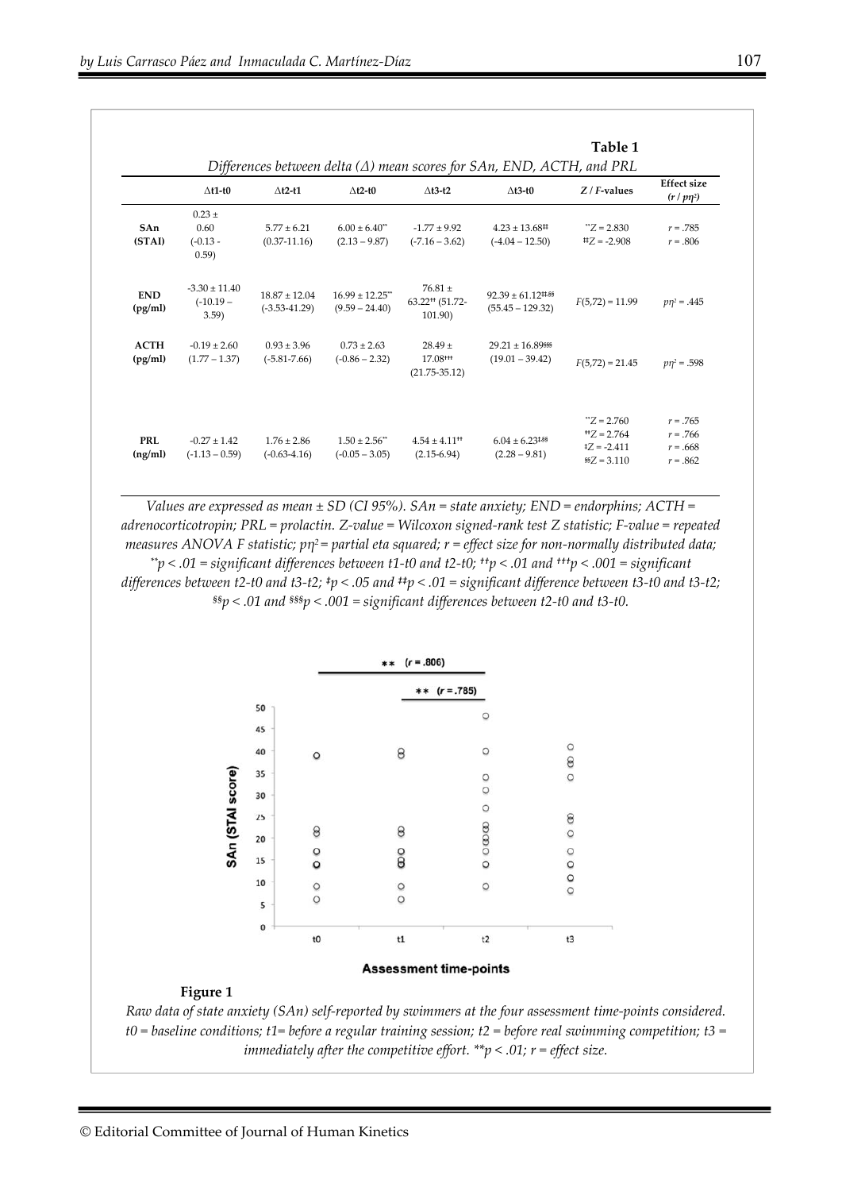**Table 1**

*Differences between delta (Δ) mean scores for SAn, END, ACTH, and PRL*

| | Δt1-t0 | Δt2-t1 | Δt2-t0 | Δt3-t2 | Δt3-t0 | Z / F-values | Effect size ($r$ / $p\eta^2$) |
|---|---|---|---|---|---|---|---|
| **SAn (STAI)** | 0.23 ± 0.60 (-0.13 - 0.59) | 5.77 ± 6.21 (0.37-11.16) | 6.00 ± 6.40** (2.13 – 9.87) | -1.77 ± 9.92 (-7.16 – 3.62) | 4.23 ± 13.68‡‡ (-4.04 – 12.50) | **Z = 2.830<br>‡‡Z = -2.908 | $r$ = .785<br>$r$ = .806 |
| **END (pg/ml)** | -3.30 ± 11.40 (-10.19 – 3.59) | 18.87 ± 12.04 (-3.53-41.29) | 16.99 ± 12.25** (9.59 – 24.40) | 76.81 ± 63.22†† (51.72-101.90) | 92.39 ± 61.12‡‡,§§ (55.45 – 129.32) | $F(5,72) = 11.99$ | $p\eta^2 = .445$ |
| **ACTH (pg/ml)** | -0.19 ± 2.60 (1.77 – 1.37) | 0.93 ± 3.96 (-5.81-7.66) | 0.73 ± 2.63 (-0.86 – 2.32) | 28.49 ± 17.08††† (21.75-35.12) | 29.21 ± 16.89§§§ (19.01 – 39.42) | $F(5,72) = 21.45$ | $p\eta^2 = .598$ |
| **PRL (ng/ml)** | -0.27 ± 1.42 (-1.13 – 0.59) | 1.76 ± 2.86 (-0.63-4.16) | 1.50 ± 2.56** (-0.05 – 3.05) | 4.54 ± 4.11†† (2.15-6.94) | 6.04 ± 6.23‡,§§ (2.28 – 9.81) | **Z = 2.760<br>††Z = 2.764<br>‡Z = -2.411<br>§§Z = 3.110 | $r$ = .765<br>$r$ = .766<br>$r$ = .668<br>$r$ = .862 |

*Values are expressed as mean ± SD (CI 95%). SAn = state anxiety; END = endorphins; ACTH = adrenocorticotropin; PRL = prolactin. Z-value = Wilcoxon signed-rank test Z statistic; F-value = repeated measures ANOVA F statistic; $p\eta^2$ = partial eta squared; r = effect size for non-normally distributed data; \*\*$p < .01$ = significant differences between t1-t0 and t2-t0; ††$p < .01$ and †††$p < .001$ = significant differences between t2-t0 and t3-t2; ‡$p < .05$ and ‡‡$p < .01$ = significant difference between t3-t0 and t3-t2; §§$p < .01$ and §§§$p < .001$ = significant differences between t2-t0 and t3-t0.*

**Figure 1**

*Raw data of state anxiety (SAn) self-reported by swimmers at the four assessment time-points considered. t0 = baseline conditions; t1= before a regular training session; t2 = before real swimming competition; t3 = immediately after the competitive effort. \*\*$p < .01$; r = effect size.*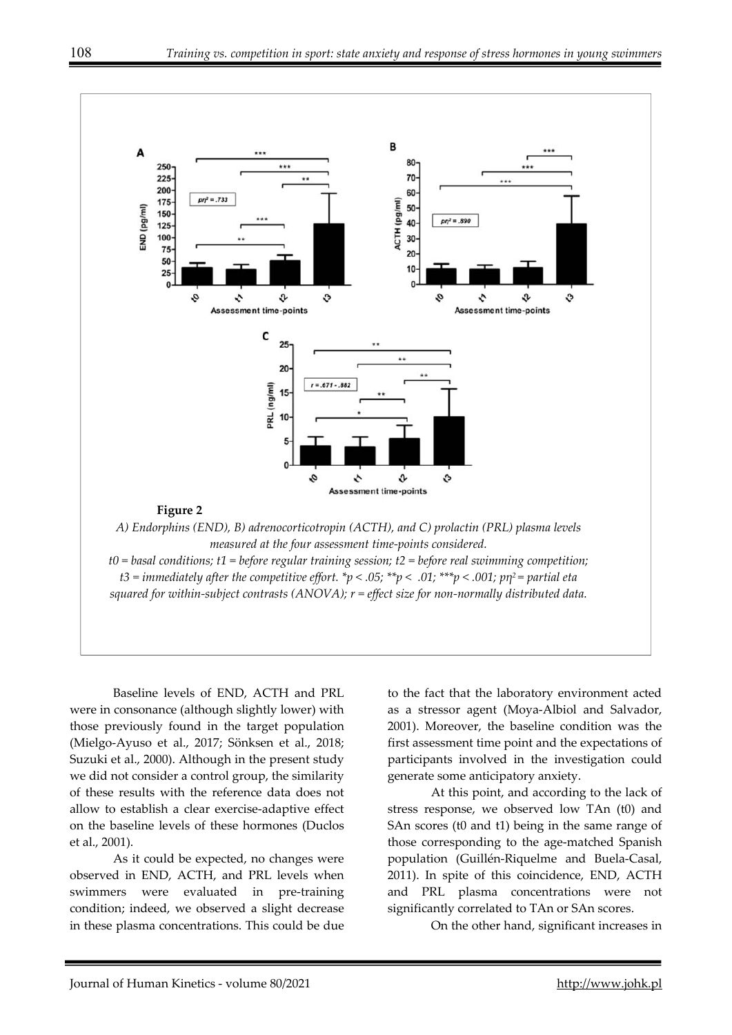**Figure 2**

*A) Endorphins (END), B) adrenocorticotropin (ACTH), and C) prolactin (PRL) plasma levels measured at the four assessment time-points considered.*
*t0 = basal conditions; t1 = before regular training session; t2 = before real swimming competition; t3 = immediately after the competitive effort. *p < .05; **p < .01; ***p < .001; pη² = partial eta squared for within-subject contrasts (ANOVA); r = effect size for non-normally distributed data.*

Baseline levels of END, ACTH and PRL were in consonance (although slightly lower) with those previously found in the target population (Mielgo-Ayuso et al., 2017; Sönksen et al., 2018; Suzuki et al., 2000). Although in the present study we did not consider a control group, the similarity of these results with the reference data does not allow to establish a clear exercise-adaptive effect on the baseline levels of these hormones (Duclos et al., 2001).

As it could be expected, no changes were observed in END, ACTH, and PRL levels when swimmers were evaluated in pre-training condition; indeed, we observed a slight decrease in these plasma concentrations. This could be due to the fact that the laboratory environment acted as a stressor agent (Moya-Albiol and Salvador, 2001). Moreover, the baseline condition was the first assessment time point and the expectations of participants involved in the investigation could generate some anticipatory anxiety.

At this point, and according to the lack of stress response, we observed low TAn (t0) and SAn scores (t0 and t1) being in the same range of those corresponding to the age-matched Spanish population (Guillén-Riquelme and Buela-Casal, 2011). In spite of this coincidence, END, ACTH and PRL plasma concentrations were not significantly correlated to TAn or SAn scores.

On the other hand, significant increases in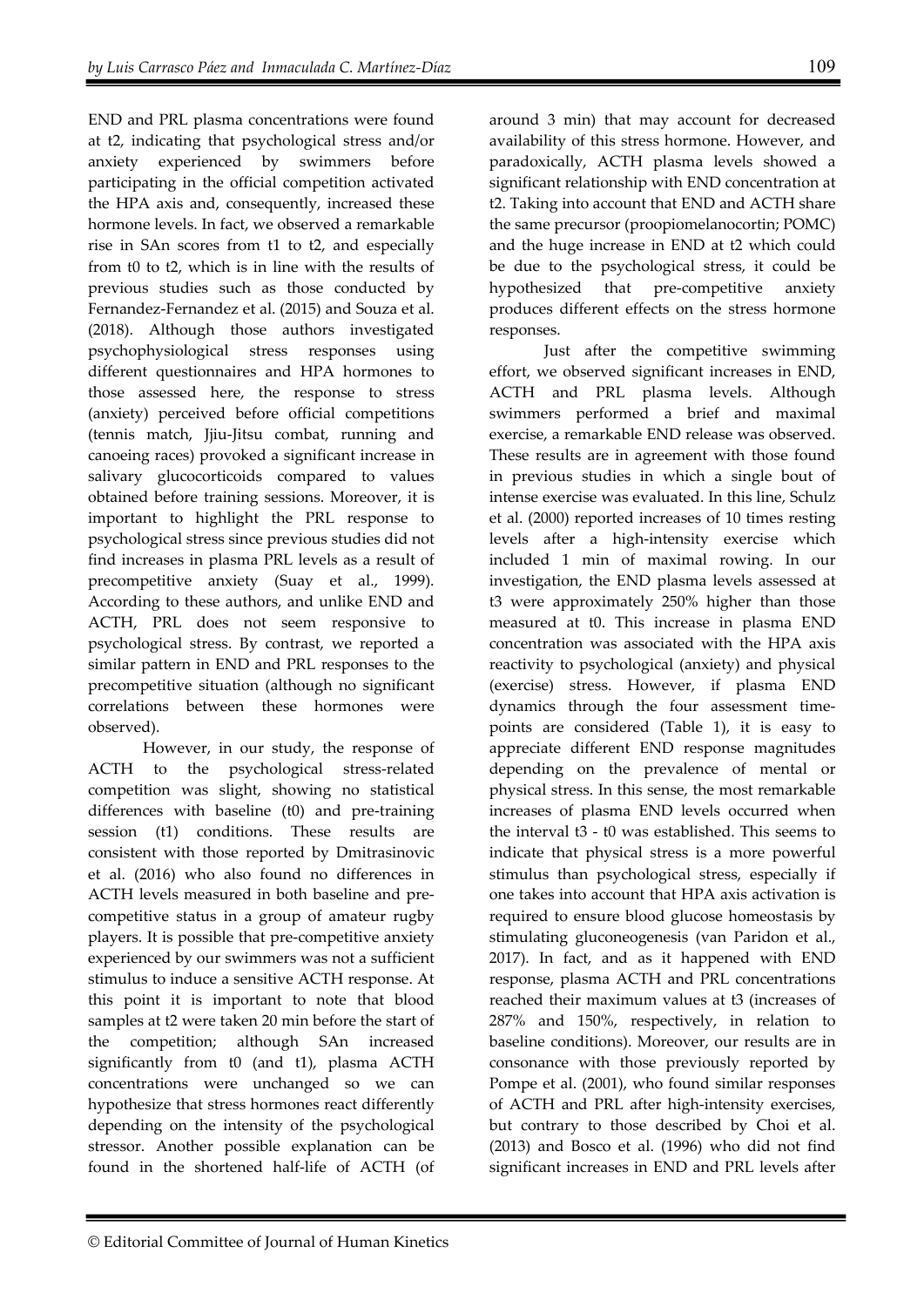END and PRL plasma concentrations were found at t2, indicating that psychological stress and/or anxiety experienced by swimmers before participating in the official competition activated the HPA axis and, consequently, increased these hormone levels. In fact, we observed a remarkable rise in SAn scores from t1 to t2, and especially from t0 to t2, which is in line with the results of previous studies such as those conducted by Fernandez-Fernandez et al. (2015) and Souza et al. (2018). Although those authors investigated psychophysiological stress responses using different questionnaires and HPA hormones to those assessed here, the response to stress (anxiety) perceived before official competitions (tennis match, Jjiu-Jitsu combat, running and canoeing races) provoked a significant increase in salivary glucocorticoids compared to values obtained before training sessions. Moreover, it is important to highlight the PRL response to psychological stress since previous studies did not find increases in plasma PRL levels as a result of precompetitive anxiety (Suay et al., 1999). According to these authors, and unlike END and ACTH, PRL does not seem responsive to psychological stress. By contrast, we reported a similar pattern in END and PRL responses to the precompetitive situation (although no significant correlations between these hormones were observed).

However, in our study, the response of ACTH to the psychological stress-related competition was slight, showing no statistical differences with baseline (t0) and pre-training session (t1) conditions. These results are consistent with those reported by Dmitrasinovic et al. (2016) who also found no differences in ACTH levels measured in both baseline and pre-competitive status in a group of amateur rugby players. It is possible that pre-competitive anxiety experienced by our swimmers was not a sufficient stimulus to induce a sensitive ACTH response. At this point it is important to note that blood samples at t2 were taken 20 min before the start of the competition; although SAn increased significantly from t0 (and t1), plasma ACTH concentrations were unchanged so we can hypothesize that stress hormones react differently depending on the intensity of the psychological stressor. Another possible explanation can be found in the shortened half-life of ACTH (of around 3 min) that may account for decreased availability of this stress hormone. However, and paradoxically, ACTH plasma levels showed a significant relationship with END concentration at t2. Taking into account that END and ACTH share the same precursor (proopiomelanocortin; POMC) and the huge increase in END at t2 which could be due to the psychological stress, it could be hypothesized that pre-competitive anxiety produces different effects on the stress hormone responses.

Just after the competitive swimming effort, we observed significant increases in END, ACTH and PRL plasma levels. Although swimmers performed a brief and maximal exercise, a remarkable END release was observed. These results are in agreement with those found in previous studies in which a single bout of intense exercise was evaluated. In this line, Schulz et al. (2000) reported increases of 10 times resting levels after a high-intensity exercise which included 1 min of maximal rowing. In our investigation, the END plasma levels assessed at t3 were approximately 250% higher than those measured at t0. This increase in plasma END concentration was associated with the HPA axis reactivity to psychological (anxiety) and physical (exercise) stress. However, if plasma END dynamics through the four assessment time-points are considered (Table 1), it is easy to appreciate different END response magnitudes depending on the prevalence of mental or physical stress. In this sense, the most remarkable increases of plasma END levels occurred when the interval t3 - t0 was established. This seems to indicate that physical stress is a more powerful stimulus than psychological stress, especially if one takes into account that HPA axis activation is required to ensure blood glucose homeostasis by stimulating gluconeogenesis (van Paridon et al., 2017). In fact, and as it happened with END response, plasma ACTH and PRL concentrations reached their maximum values at t3 (increases of 287% and 150%, respectively, in relation to baseline conditions). Moreover, our results are in consonance with those previously reported by Pompe et al. (2001), who found similar responses of ACTH and PRL after high-intensity exercises, but contrary to those described by Choi et al. (2013) and Bosco et al. (1996) who did not find significant increases in END and PRL levels after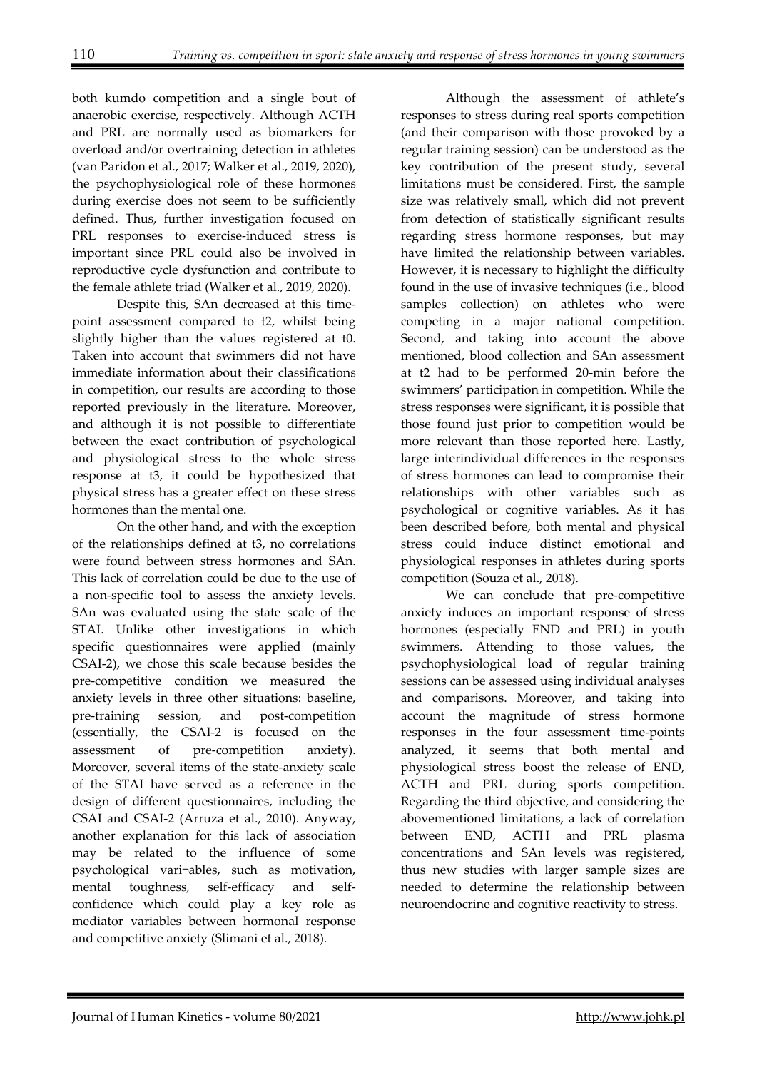both kumdo competition and a single bout of anaerobic exercise, respectively. Although ACTH and PRL are normally used as biomarkers for overload and/or overtraining detection in athletes (van Paridon et al., 2017; Walker et al., 2019, 2020), the psychophysiological role of these hormones during exercise does not seem to be sufficiently defined. Thus, further investigation focused on PRL responses to exercise-induced stress is important since PRL could also be involved in reproductive cycle dysfunction and contribute to the female athlete triad (Walker et al., 2019, 2020).

Despite this, SAn decreased at this time-point assessment compared to t2, whilst being slightly higher than the values registered at t0. Taken into account that swimmers did not have immediate information about their classifications in competition, our results are according to those reported previously in the literature. Moreover, and although it is not possible to differentiate between the exact contribution of psychological and physiological stress to the whole stress response at t3, it could be hypothesized that physical stress has a greater effect on these stress hormones than the mental one.

On the other hand, and with the exception of the relationships defined at t3, no correlations were found between stress hormones and SAn. This lack of correlation could be due to the use of a non-specific tool to assess the anxiety levels. SAn was evaluated using the state scale of the STAI. Unlike other investigations in which specific questionnaires were applied (mainly CSAI-2), we chose this scale because besides the pre-competitive condition we measured the anxiety levels in three other situations: baseline, pre-training session, and post-competition (essentially, the CSAI-2 is focused on the assessment of pre-competition anxiety). Moreover, several items of the state-anxiety scale of the STAI have served as a reference in the design of different questionnaires, including the CSAI and CSAI-2 (Arruza et al., 2010). Anyway, another explanation for this lack of association may be related to the influence of some psychological vari¬ables, such as motivation, mental toughness, self-efficacy and self-confidence which could play a key role as mediator variables between hormonal response and competitive anxiety (Slimani et al., 2018).

Although the assessment of athlete's responses to stress during real sports competition (and their comparison with those provoked by a regular training session) can be understood as the key contribution of the present study, several limitations must be considered. First, the sample size was relatively small, which did not prevent from detection of statistically significant results regarding stress hormone responses, but may have limited the relationship between variables. However, it is necessary to highlight the difficulty found in the use of invasive techniques (i.e., blood samples collection) on athletes who were competing in a major national competition. Second, and taking into account the above mentioned, blood collection and SAn assessment at t2 had to be performed 20-min before the swimmers' participation in competition. While the stress responses were significant, it is possible that those found just prior to competition would be more relevant than those reported here. Lastly, large interindividual differences in the responses of stress hormones can lead to compromise their relationships with other variables such as psychological or cognitive variables. As it has been described before, both mental and physical stress could induce distinct emotional and physiological responses in athletes during sports competition (Souza et al., 2018).

We can conclude that pre-competitive anxiety induces an important response of stress hormones (especially END and PRL) in youth swimmers. Attending to those values, the psychophysiological load of regular training sessions can be assessed using individual analyses and comparisons. Moreover, and taking into account the magnitude of stress hormone responses in the four assessment time-points analyzed, it seems that both mental and physiological stress boost the release of END, ACTH and PRL during sports competition. Regarding the third objective, and considering the abovementioned limitations, a lack of correlation between END, ACTH and PRL plasma concentrations and SAn levels was registered, thus new studies with larger sample sizes are needed to determine the relationship between neuroendocrine and cognitive reactivity to stress.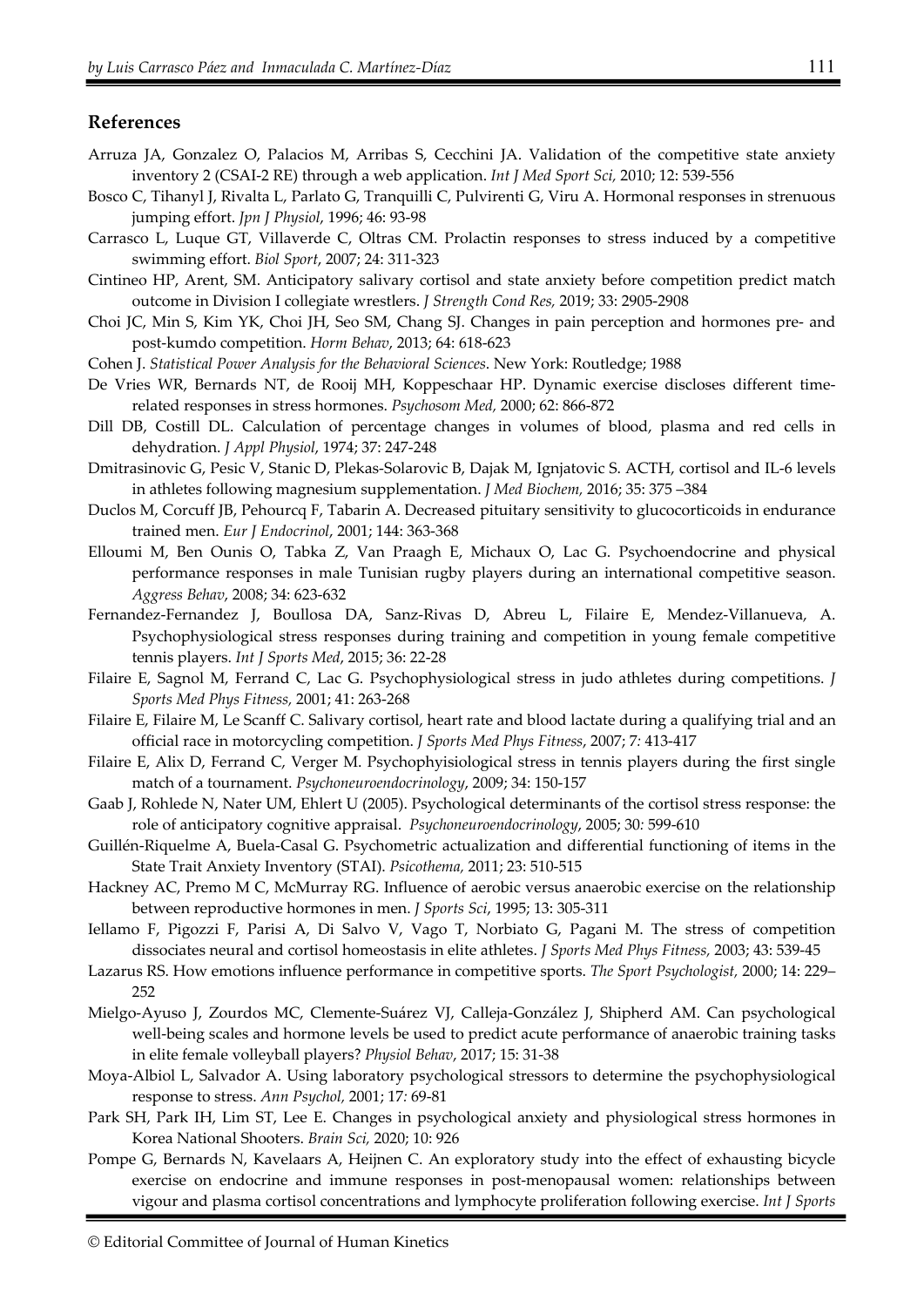## References

Arruza JA, Gonzalez O, Palacios M, Arribas S, Cecchini JA. Validation of the competitive state anxiety inventory 2 (CSAI-2 RE) through a web application. *Int J Med Sport Sci,* 2010; 12: 539-556

Bosco C, Tihanyl J, Rivalta L, Parlato G, Tranquilli C, Pulvirenti G, Viru A. Hormonal responses in strenuous jumping effort. *Jpn J Physiol*, 1996; 46: 93-98

Carrasco L, Luque GT, Villaverde C, Oltras CM. Prolactin responses to stress induced by a competitive swimming effort. *Biol Sport*, 2007; 24: 311-323

Cintineo HP, Arent, SM. Anticipatory salivary cortisol and state anxiety before competition predict match outcome in Division I collegiate wrestlers. *J Strength Cond Res,* 2019; 33: 2905-2908

Choi JC, Min S, Kim YK, Choi JH, Seo SM, Chang SJ. Changes in pain perception and hormones pre- and post-kumdo competition. *Horm Behav*, 2013; 64: 618-623

Cohen J. *Statistical Power Analysis for the Behavioral Sciences*. New York: Routledge; 1988

De Vries WR, Bernards NT, de Rooij MH, Koppeschaar HP. Dynamic exercise discloses different time-related responses in stress hormones. *Psychosom Med,* 2000; 62: 866-872

Dill DB, Costill DL. Calculation of percentage changes in volumes of blood, plasma and red cells in dehydration. *J Appl Physiol*, 1974; 37: 247-248

Dmitrasinovic G, Pesic V, Stanic D, Plekas-Solarovic B, Dajak M, Ignjatovic S. ACTH, cortisol and IL-6 levels in athletes following magnesium supplementation. *J Med Biochem,* 2016; 35: 375 –384

Duclos M, Corcuff JB, Pehourcq F, Tabarin A. Decreased pituitary sensitivity to glucocorticoids in endurance trained men. *Eur J Endocrinol*, 2001; 144: 363-368

Elloumi M, Ben Ounis O, Tabka Z, Van Praagh E, Michaux O, Lac G. Psychoendocrine and physical performance responses in male Tunisian rugby players during an international competitive season. *Aggress Behav*, 2008; 34: 623-632

Fernandez-Fernandez J, Boullosa DA, Sanz-Rivas D, Abreu L, Filaire E, Mendez-Villanueva, A. Psychophysiological stress responses during training and competition in young female competitive tennis players. *Int J Sports Med*, 2015; 36: 22-28

Filaire E, Sagnol M, Ferrand C, Lac G. Psychophysiological stress in judo athletes during competitions. *J Sports Med Phys Fitness,* 2001; 41: 263-268

Filaire E, Filaire M, Le Scanff C. Salivary cortisol, heart rate and blood lactate during a qualifying trial and an official race in motorcycling competition. *J Sports Med Phys Fitness*, 2007; 7*:* 413-417

Filaire E, Alix D, Ferrand C, Verger M. Psychophyisiological stress in tennis players during the first single match of a tournament. *Psychoneuroendocrinology*, 2009; 34: 150-157

Gaab J, Rohlede N, Nater UM, Ehlert U (2005). Psychological determinants of the cortisol stress response: the role of anticipatory cognitive appraisal. *Psychoneuroendocrinology*, 2005; 30*:* 599-610

Guillén-Riquelme A, Buela-Casal G. Psychometric actualization and differential functioning of items in the State Trait Anxiety Inventory (STAI). *Psicothema,* 2011; 23: 510-515

Hackney AC, Premo M C, McMurray RG. Influence of aerobic versus anaerobic exercise on the relationship between reproductive hormones in men. *J Sports Sci*, 1995; 13: 305-311

Iellamo F, Pigozzi F, Parisi A, Di Salvo V, Vago T, Norbiato G, Pagani M. The stress of competition dissociates neural and cortisol homeostasis in elite athletes. *J Sports Med Phys Fitness,* 2003; 43: 539-45

Lazarus RS. How emotions influence performance in competitive sports. *The Sport Psychologist,* 2000; 14: 229–252

Mielgo-Ayuso J, Zourdos MC, Clemente-Suárez VJ, Calleja-González J, Shipherd AM. Can psychological well-being scales and hormone levels be used to predict acute performance of anaerobic training tasks in elite female volleyball players? *Physiol Behav*, 2017; 15: 31-38

Moya-Albiol L, Salvador A. Using laboratory psychological stressors to determine the psychophysiological response to stress. *Ann Psychol,* 2001; 17*:* 69-81

Park SH, Park IH, Lim ST, Lee E. Changes in psychological anxiety and physiological stress hormones in Korea National Shooters. *Brain Sci,* 2020; 10: 926

Pompe G, Bernards N, Kavelaars A, Heijnen C. An exploratory study into the effect of exhausting bicycle exercise on endocrine and immune responses in post-menopausal women: relationships between vigour and plasma cortisol concentrations and lymphocyte proliferation following exercise. *Int J Sports*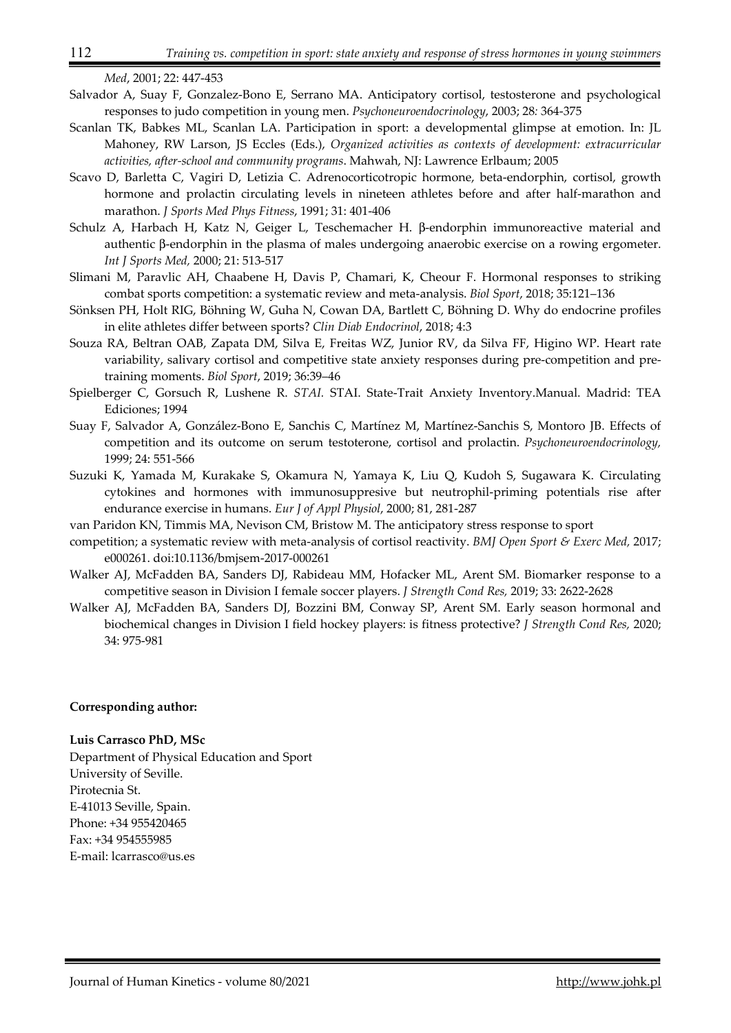*Med*, 2001; 22: 447-453

Salvador A, Suay F, Gonzalez-Bono E, Serrano MA. Anticipatory cortisol, testosterone and psychological responses to judo competition in young men. *Psychoneuroendocrinology*, 2003; 28*:* 364-375

Scanlan TK, Babkes ML, Scanlan LA. Participation in sport: a developmental glimpse at emotion*.* In: JL Mahoney, RW Larson, JS Eccles (Eds.), *Organized activities as contexts of development: extracurricular activities, after-school and community programs*. Mahwah, NJ: Lawrence Erlbaum; 2005

Scavo D, Barletta C, Vagiri D, Letizia C. Adrenocorticotropic hormone, beta-endorphin, cortisol, growth hormone and prolactin circulating levels in nineteen athletes before and after half-marathon and marathon. *J Sports Med Phys Fitness*, 1991; 31: 401-406

Schulz A, Harbach H, Katz N, Geiger L, Teschemacher H. β-endorphin immunoreactive material and authentic β-endorphin in the plasma of males undergoing anaerobic exercise on a rowing ergometer. *Int J Sports Med,* 2000; 21: 513-517

Slimani M, Paravlic AH, Chaabene H, Davis P, Chamari, K, Cheour F. Hormonal responses to striking combat sports competition: a systematic review and meta-analysis. *Biol Sport*, 2018; 35:121–136

Sönksen PH, Holt RIG, Böhning W, Guha N, Cowan DA, Bartlett C, Böhning D. Why do endocrine profiles in elite athletes differ between sports? *Clin Diab Endocrinol*, 2018; 4:3

Souza RA, Beltran OAB, Zapata DM, Silva E, Freitas WZ, Junior RV, da Silva FF, Higino WP. Heart rate variability, salivary cortisol and competitive state anxiety responses during pre-competition and pre-training moments. *Biol Sport*, 2019; 36:39–46

Spielberger C, Gorsuch R, Lushene R. *STAI*. STAI. State-Trait Anxiety Inventory.Manual. Madrid: TEA Ediciones; 1994

Suay F, Salvador A, González-Bono E, Sanchis C, Martínez M, Martínez-Sanchis S, Montoro JB. Effects of competition and its outcome on serum testoterone, cortisol and prolactin. *Psychoneuroendocrinology,* 1999; 24: 551-566

Suzuki K, Yamada M, Kurakake S, Okamura N, Yamaya K, Liu Q, Kudoh S, Sugawara K. Circulating cytokines and hormones with immunosuppresive but neutrophil-priming potentials rise after endurance exercise in humans. *Eur J of Appl Physiol*, 2000; 81, 281-287

van Paridon KN, Timmis MA, Nevison CM, Bristow M. The anticipatory stress response to sport competition; a systematic review with meta-analysis of cortisol reactivity. *BMJ Open Sport & Exerc Med,* 2017; e000261. doi:10.1136/bmjsem-2017-000261

Walker AJ, McFadden BA, Sanders DJ, Rabideau MM, Hofacker ML, Arent SM. Biomarker response to a competitive season in Division I female soccer players. *J Strength Cond Res,* 2019; 33: 2622-2628

Walker AJ, McFadden BA, Sanders DJ, Bozzini BM, Conway SP, Arent SM. Early season hormonal and biochemical changes in Division I field hockey players: is fitness protective? *J Strength Cond Res,* 2020; 34: 975-981

**Corresponding author:**

**Luis Carrasco PhD, MSc**

Department of Physical Education and Sport
University of Seville.
Pirotecnia St.
E-41013 Seville, Spain.
Phone: +34 955420465
Fax: +34 954555985
E-mail: lcarrasco@us.es